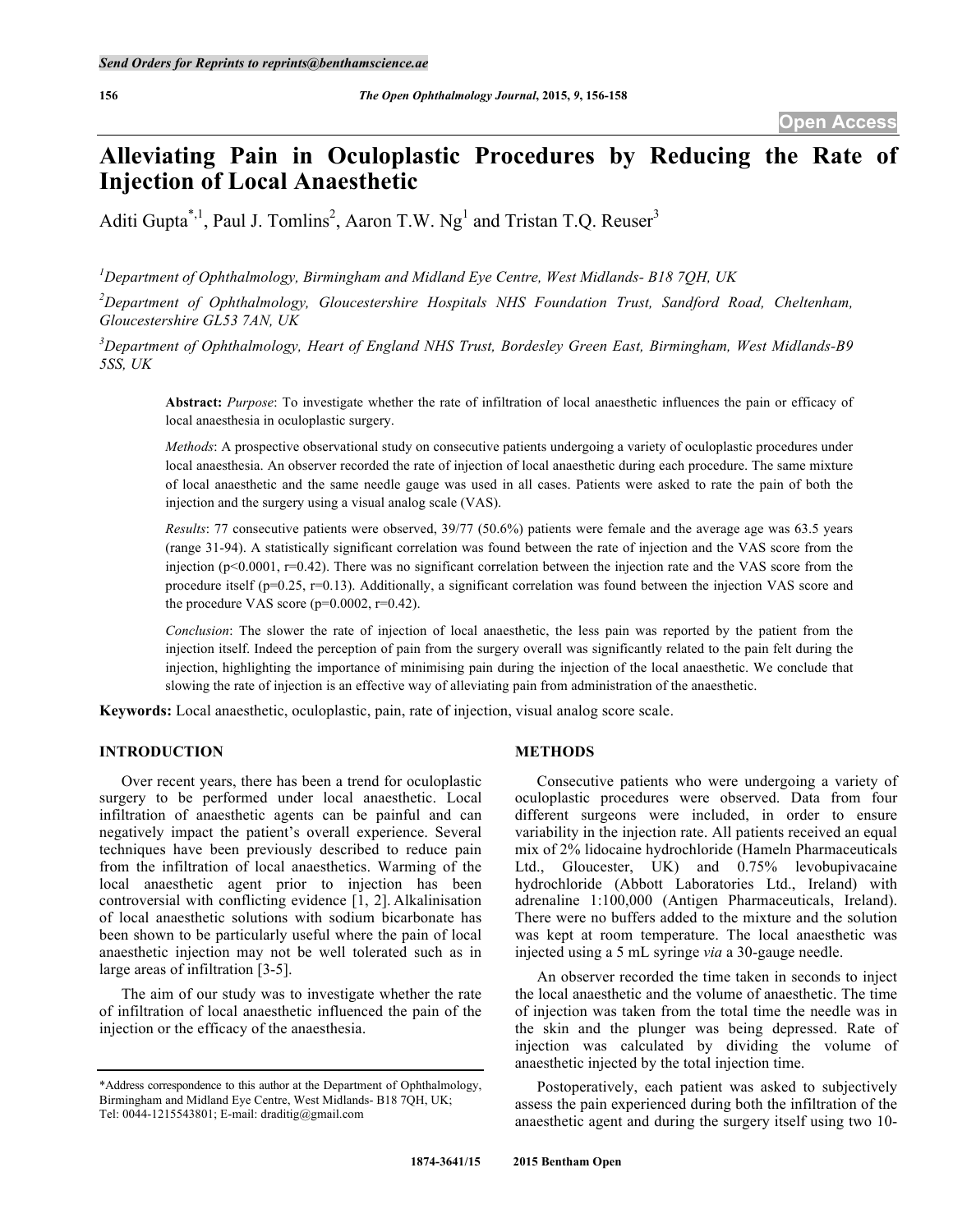# Alleviating Pain in Oculoplastic Procedures by Reducing the Rate of Injection of Local Anaesthetic

Aditi Gupta[*,1], Paul J. Tomlins[2], Aaron T.W. Ng[1] and Tristan T.Q. Reuser[3]

[1]Department of Ophthalmology, Birmingham and Midland Eye Centre, West Midlands- B18 7QH, UK

[2]Department of Ophthalmology, Gloucestershire Hospitals NHS Foundation Trust, Sandford Road, Cheltenham, Gloucestershire GL53 7AN, UK

[3]Department of Ophthalmology, Heart of England NHS Trust, Bordesley Green East, Birmingham, West Midlands-B9 5SS, UK

**Abstract:** *Purpose*: To investigate whether the rate of infiltration of local anaesthetic influences the pain or efficacy of local anaesthesia in oculoplastic surgery.

*Methods*: A prospective observational study on consecutive patients undergoing a variety of oculoplastic procedures under local anaesthesia. An observer recorded the rate of injection of local anaesthetic during each procedure. The same mixture of local anaesthetic and the same needle gauge was used in all cases. Patients were asked to rate the pain of both the injection and the surgery using a visual analog scale (VAS).

*Results*: 77 consecutive patients were observed, 39/77 (50.6%) patients were female and the average age was 63.5 years (range 31-94). A statistically significant correlation was found between the rate of injection and the VAS score from the injection ($p<0.0001$, $r=0.42$). There was no significant correlation between the injection rate and the VAS score from the procedure itself ($p=0.25$, $r=0.13$). Additionally, a significant correlation was found between the injection VAS score and the procedure VAS score ($p=0.0002$, $r=0.42$).

*Conclusion*: The slower the rate of injection of local anaesthetic, the less pain was reported by the patient from the injection itself. Indeed the perception of pain from the surgery overall was significantly related to the pain felt during the injection, highlighting the importance of minimising pain during the injection of the local anaesthetic. We conclude that slowing the rate of injection is an effective way of alleviating pain from administration of the anaesthetic.

**Keywords:** Local anaesthetic, oculoplastic, pain, rate of injection, visual analog score scale.

## INTRODUCTION

Over recent years, there has been a trend for oculoplastic surgery to be performed under local anaesthetic. Local infiltration of anaesthetic agents can be painful and can negatively impact the patient's overall experience. Several techniques have been previously described to reduce pain from the infiltration of local anaesthetics. Warming of the local anaesthetic agent prior to injection has been controversial with conflicting evidence [1, 2]. Alkalinisation of local anaesthetic solutions with sodium bicarbonate has been shown to be particularly useful where the pain of local anaesthetic injection may not be well tolerated such as in large areas of infiltration [3-5].

The aim of our study was to investigate whether the rate of infiltration of local anaesthetic influenced the pain of the injection or the efficacy of the anaesthesia.

*Address correspondence to this author at the Department of Ophthalmology, Birmingham and Midland Eye Centre, West Midlands- B18 7QH, UK; Tel: 0044-1215543801; E-mail: draditig@gmail.com

## METHODS

Consecutive patients who were undergoing a variety of oculoplastic procedures were observed. Data from four different surgeons were included, in order to ensure variability in the injection rate. All patients received an equal mix of 2% lidocaine hydrochloride (Hameln Pharmaceuticals Ltd., Gloucester, UK) and 0.75% levobupivacaine hydrochloride (Abbott Laboratories Ltd., Ireland) with adrenaline 1:100,000 (Antigen Pharmaceuticals, Ireland). There were no buffers added to the mixture and the solution was kept at room temperature. The local anaesthetic was injected using a 5 mL syringe *via* a 30-gauge needle.

An observer recorded the time taken in seconds to inject the local anaesthetic and the volume of anaesthetic. The time of injection was taken from the total time the needle was in the skin and the plunger was being depressed. Rate of injection was calculated by dividing the volume of anaesthetic injected by the total injection time.

Postoperatively, each patient was asked to subjectively assess the pain experienced during both the infiltration of the anaesthetic agent and during the surgery itself using two 10-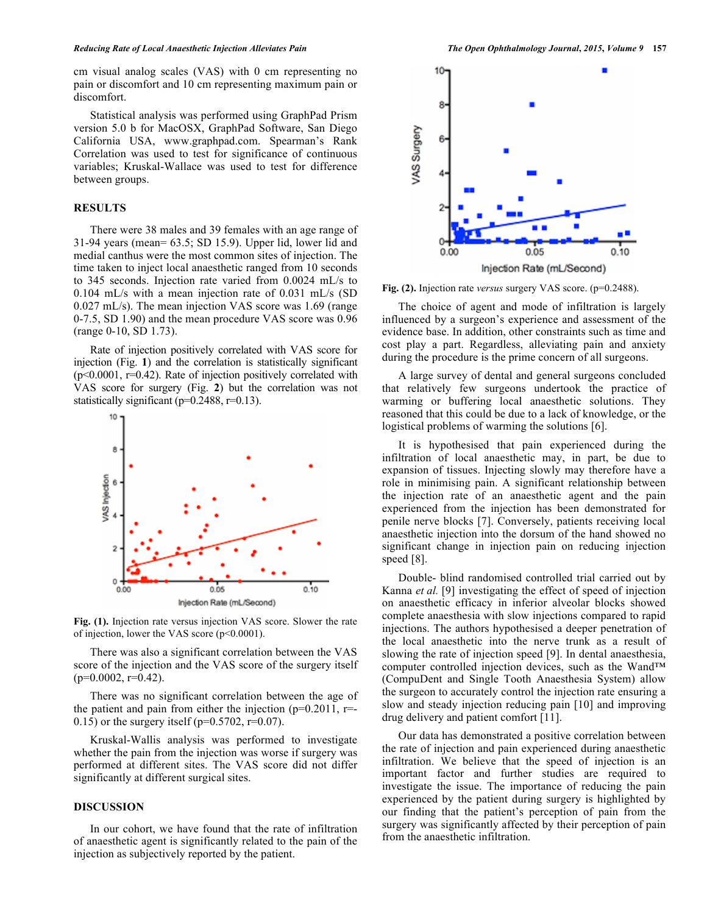cm visual analog scales (VAS) with 0 cm representing no pain or discomfort and 10 cm representing maximum pain or discomfort.

Statistical analysis was performed using GraphPad Prism version 5.0 b for MacOSX, GraphPad Software, San Diego California USA, www.graphpad.com. Spearman's Rank Correlation was used to test for significance of continuous variables; Kruskal-Wallace was used to test for difference between groups.

## RESULTS

There were 38 males and 39 females with an age range of 31-94 years (mean= 63.5; SD 15.9). Upper lid, lower lid and medial canthus were the most common sites of injection. The time taken to inject local anaesthetic ranged from 10 seconds to 345 seconds. Injection rate varied from 0.0024 mL/s to 0.104 mL/s with a mean injection rate of 0.031 mL/s (SD 0.027 mL/s). The mean injection VAS score was 1.69 (range 0-7.5, SD 1.90) and the mean procedure VAS score was 0.96 (range 0-10, SD 1.73).

Rate of injection positively correlated with VAS score for injection (Fig. **1**) and the correlation is statistically significant ($p<0.0001$, $r=0.42$). Rate of injection positively correlated with VAS score for surgery (Fig. **2**) but the correlation was not statistically significant ($p=0.2488$, $r=0.13$).

**Fig. (1).** Injection rate versus injection VAS score. Slower the rate of injection, lower the VAS score ($p<0.0001$).

There was also a significant correlation between the VAS score of the injection and the VAS score of the surgery itself ($p=0.0002$, $r=0.42$).

There was no significant correlation between the age of the patient and pain from either the injection ($p=0.2011$, $r=-0.15$) or the surgery itself ($p=0.5702$, $r=0.07$).

Kruskal-Wallis analysis was performed to investigate whether the pain from the injection was worse if surgery was performed at different sites. The VAS score did not differ significantly at different surgical sites.

## DISCUSSION

In our cohort, we have found that the rate of infiltration of anaesthetic agent is significantly related to the pain of the injection as subjectively reported by the patient.

**Fig. (2).** Injection rate *versus* surgery VAS score. ($p=0.2488$).

The choice of agent and mode of infiltration is largely influenced by a surgeon's experience and assessment of the evidence base. In addition, other constraints such as time and cost play a part. Regardless, alleviating pain and anxiety during the procedure is the prime concern of all surgeons.

A large survey of dental and general surgeons concluded that relatively few surgeons undertook the practice of warming or buffering local anaesthetic solutions. They reasoned that this could be due to a lack of knowledge, or the logistical problems of warming the solutions [6].

It is hypothesised that pain experienced during the infiltration of local anaesthetic may, in part, be due to expansion of tissues. Injecting slowly may therefore have a role in minimising pain. A significant relationship between the injection rate of an anaesthetic agent and the pain experienced from the injection has been demonstrated for penile nerve blocks [7]. Conversely, patients receiving local anaesthetic injection into the dorsum of the hand showed no significant change in injection pain on reducing injection speed [8].

Double- blind randomised controlled trial carried out by Kanna *et al.* [9] investigating the effect of speed of injection on anaesthetic efficacy in inferior alveolar blocks showed complete anaesthesia with slow injections compared to rapid injections. The authors hypothesised a deeper penetration of the local anaesthetic into the nerve trunk as a result of slowing the rate of injection speed [9]. In dental anaesthesia, computer controlled injection devices, such as the Wand™ (CompuDent and Single Tooth Anaesthesia System) allow the surgeon to accurately control the injection rate ensuring a slow and steady injection reducing pain [10] and improving drug delivery and patient comfort [11].

Our data has demonstrated a positive correlation between the rate of injection and pain experienced during anaesthetic infiltration. We believe that the speed of injection is an important factor and further studies are required to investigate the issue. The importance of reducing the pain experienced by the patient during surgery is highlighted by our finding that the patient's perception of pain from the surgery was significantly affected by their perception of pain from the anaesthetic infiltration.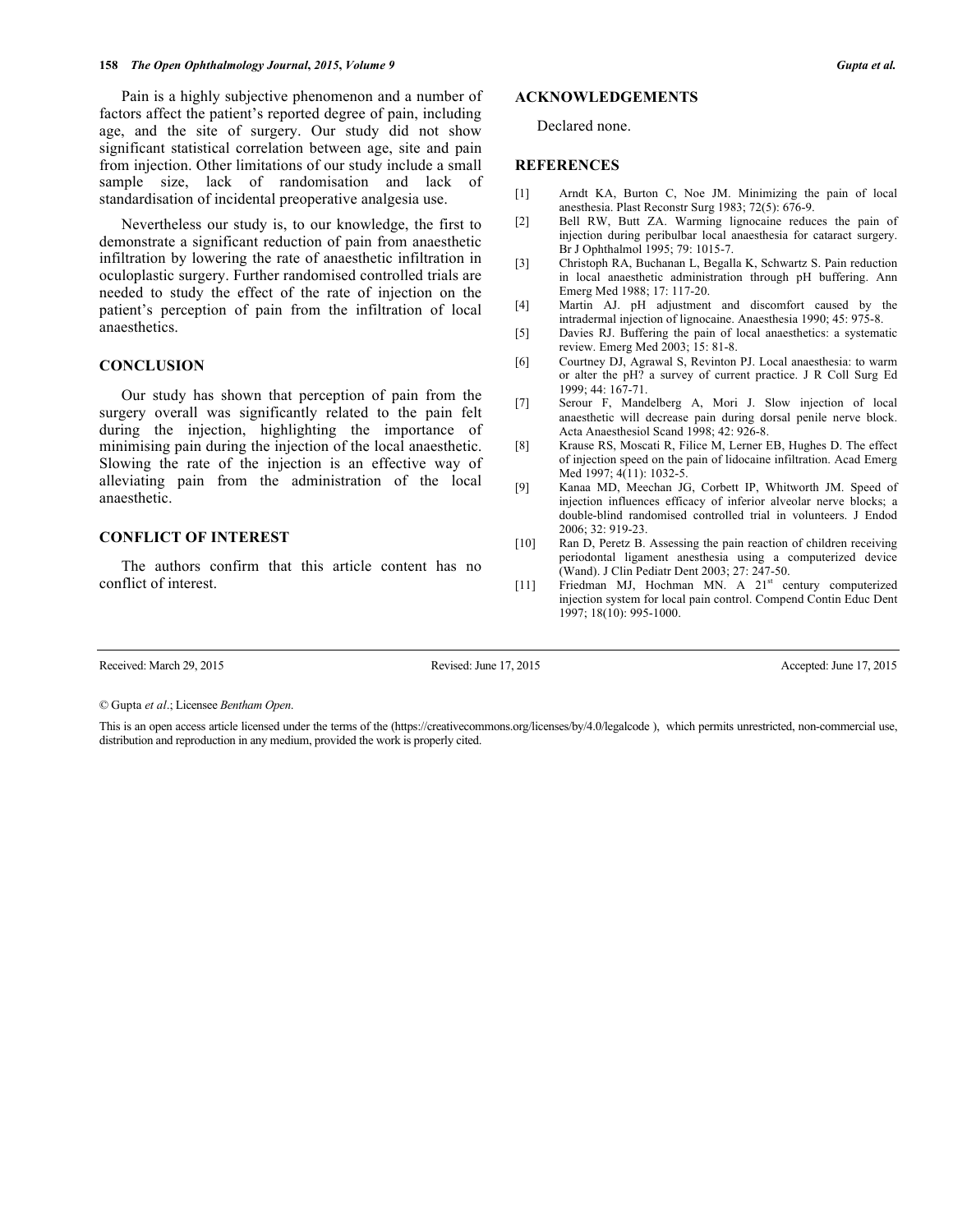Pain is a highly subjective phenomenon and a number of factors affect the patient's reported degree of pain, including age, and the site of surgery. Our study did not show significant statistical correlation between age, site and pain from injection. Other limitations of our study include a small sample size, lack of randomisation and lack of standardisation of incidental preoperative analgesia use.

Nevertheless our study is, to our knowledge, the first to demonstrate a significant reduction of pain from anaesthetic infiltration by lowering the rate of anaesthetic infiltration in oculoplastic surgery. Further randomised controlled trials are needed to study the effect of the rate of injection on the patient's perception of pain from the infiltration of local anaesthetics.

## CONCLUSION

Our study has shown that perception of pain from the surgery overall was significantly related to the pain felt during the injection, highlighting the importance of minimising pain during the injection of the local anaesthetic. Slowing the rate of the injection is an effective way of alleviating pain from the administration of the local anaesthetic.

## CONFLICT OF INTEREST

The authors confirm that this article content has no conflict of interest.

## ACKNOWLEDGEMENTS

Declared none.

## REFERENCES

[1] Arndt KA, Burton C, Noe JM. Minimizing the pain of local anesthesia. Plast Reconstr Surg 1983; 72(5): 676-9.

[2] Bell RW, Butt ZA. Warming lignocaine reduces the pain of injection during peribulbar local anaesthesia for cataract surgery. Br J Ophthalmol 1995; 79: 1015-7.

[3] Christoph RA, Buchanan L, Begalla K, Schwartz S. Pain reduction in local anaesthetic administration through pH buffering. Ann Emerg Med 1988; 17: 117-20.

[4] Martin AJ. pH adjustment and discomfort caused by the intradermal injection of lignocaine. Anaesthesia 1990; 45: 975-8.

[5] Davies RJ. Buffering the pain of local anaesthetics: a systematic review. Emerg Med 2003; 15: 81-8.

[6] Courtney DJ, Agrawal S, Revinton PJ. Local anaesthesia: to warm or alter the pH? a survey of current practice. J R Coll Surg Ed 1999; 44: 167-71.

[7] Serour F, Mandelberg A, Mori J. Slow injection of local anaesthetic will decrease pain during dorsal penile nerve block. Acta Anaesthesiol Scand 1998; 42: 926-8.

[8] Krause RS, Moscati R, Filice M, Lerner EB, Hughes D. The effect of injection speed on the pain of lidocaine infiltration. Acad Emerg Med 1997; 4(11): 1032-5.

[9] Kanaa MD, Meechan JG, Corbett IP, Whitworth JM. Speed of injection influences efficacy of inferior alveolar nerve blocks; a double-blind randomised controlled trial in volunteers. J Endod 2006; 32: 919-23.

[10] Ran D, Peretz B. Assessing the pain reaction of children receiving periodontal ligament anesthesia using a computerized device (Wand). J Clin Pediatr Dent 2003; 27: 247-50.

[11] Friedman MJ, Hochman MN. A 21st century computerized injection system for local pain control. Compend Contin Educ Dent 1997; 18(10): 995-1000.

Received: March 29, 2015 Revised: June 17, 2015 Accepted: June 17, 2015

© Gupta *et al*.; Licensee *Bentham Open*.

This is an open access article licensed under the terms of the (https://creativecommons.org/licenses/by/4.0/legalcode ), which permits unrestricted, non-commercial use, distribution and reproduction in any medium, provided the work is properly cited.